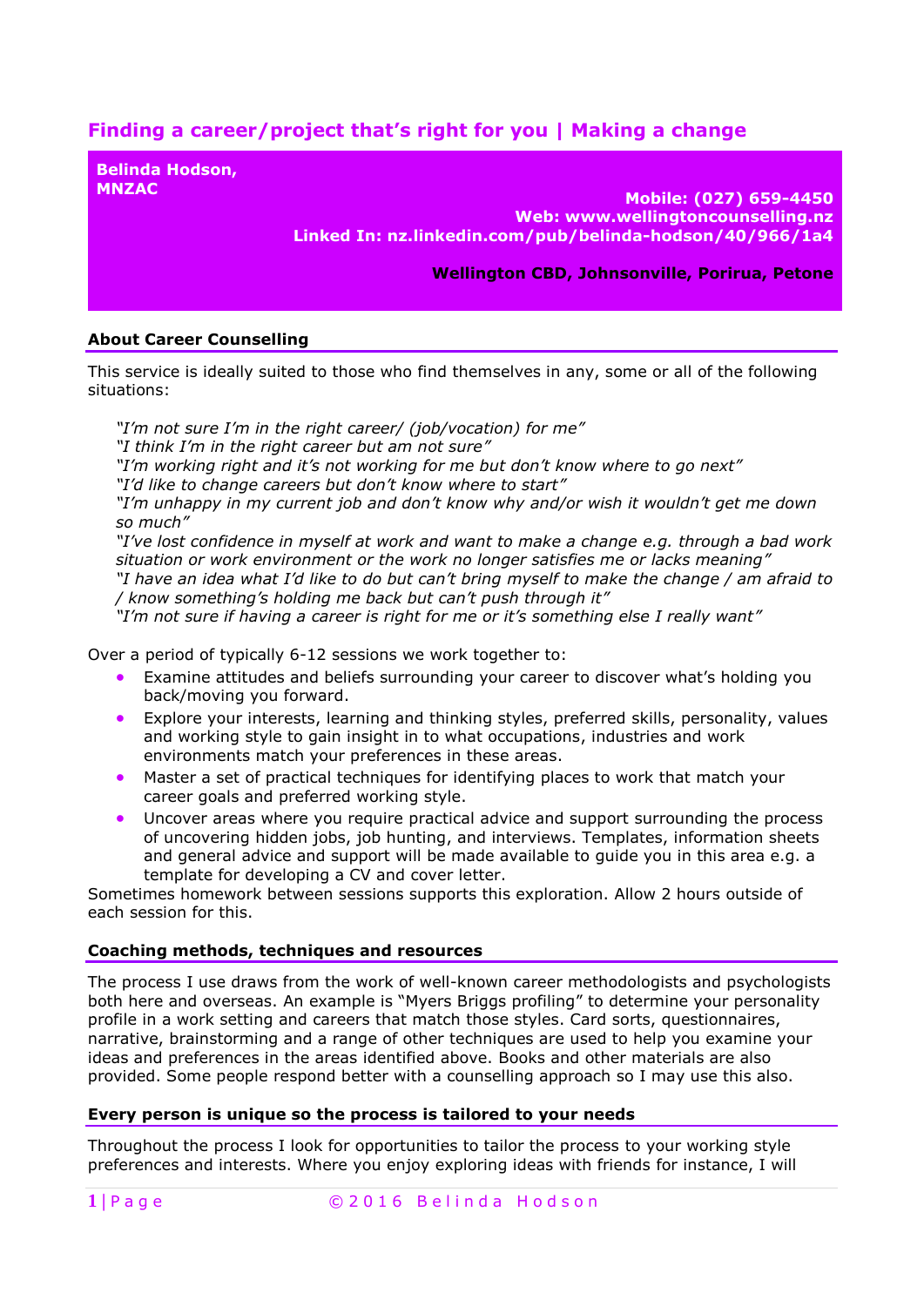# Finding a career/project that's right for you | Making a change

**Belinda Hodson, MNZAC**

**Mobile: (027) 659-4450**
**Web: www.wellingtoncounselling.nz**
**Linked In: nz.linkedin.com/pub/belinda-hodson/40/966/1a4**

**Wellington CBD, Johnsonville, Porirua, Petone**

## About Career Counselling

This service is ideally suited to those who find themselves in any, some or all of the following situations:

*"I'm not sure I'm in the right career/ (job/vocation) for me"*
*"I think I'm in the right career but am not sure"*
*"I'm working right and it's not working for me but don't know where to go next"*
*"I'd like to change careers but don't know where to start"*
*"I'm unhappy in my current job and don't know why and/or wish it wouldn't get me down so much"*
*"I've lost confidence in myself at work and want to make a change e.g. through a bad work situation or work environment or the work no longer satisfies me or lacks meaning"*
*"I have an idea what I'd like to do but can't bring myself to make the change / am afraid to / know something's holding me back but can't push through it"*
*"I'm not sure if having a career is right for me or it's something else I really want"*

Over a period of typically 6-12 sessions we work together to:

- Examine attitudes and beliefs surrounding your career to discover what's holding you back/moving you forward.
- Explore your interests, learning and thinking styles, preferred skills, personality, values and working style to gain insight in to what occupations, industries and work environments match your preferences in these areas.
- Master a set of practical techniques for identifying places to work that match your career goals and preferred working style.
- Uncover areas where you require practical advice and support surrounding the process of uncovering hidden jobs, job hunting, and interviews. Templates, information sheets and general advice and support will be made available to guide you in this area e.g. a template for developing a CV and cover letter.

Sometimes homework between sessions supports this exploration. Allow 2 hours outside of each session for this.

## Coaching methods, techniques and resources

The process I use draws from the work of well-known career methodologists and psychologists both here and overseas. An example is "Myers Briggs profiling" to determine your personality profile in a work setting and careers that match those styles. Card sorts, questionnaires, narrative, brainstorming and a range of other techniques are used to help you examine your ideas and preferences in the areas identified above. Books and other materials are also provided. Some people respond better with a counselling approach so I may use this also.

## Every person is unique so the process is tailored to your needs

Throughout the process I look for opportunities to tailor the process to your working style preferences and interests. Where you enjoy exploring ideas with friends for instance, I will

© 2016 Belinda Hodson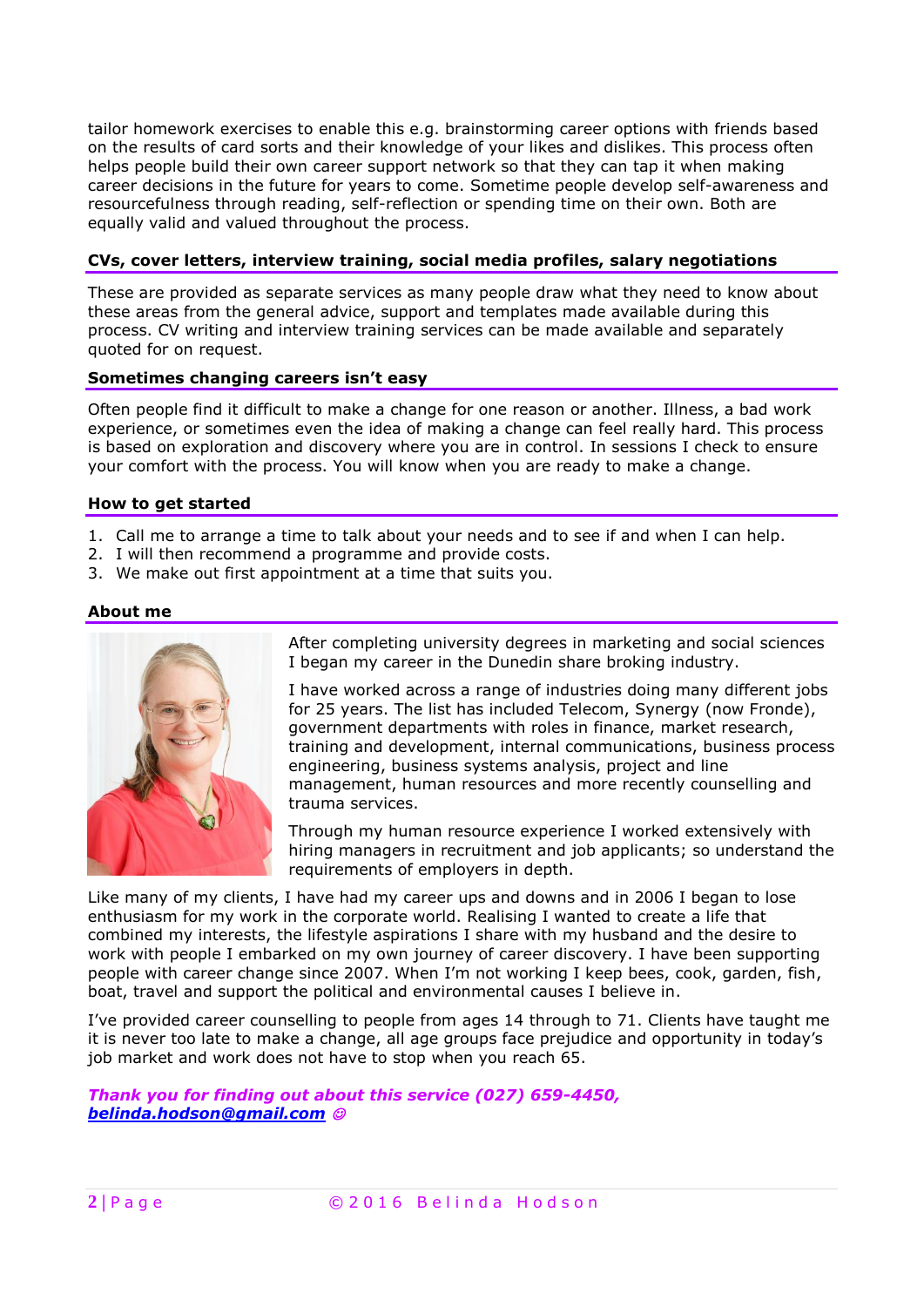tailor homework exercises to enable this e.g. brainstorming career options with friends based on the results of card sorts and their knowledge of your likes and dislikes. This process often helps people build their own career support network so that they can tap it when making career decisions in the future for years to come. Sometime people develop self-awareness and resourcefulness through reading, self-reflection or spending time on their own. Both are equally valid and valued throughout the process.

### CVs, cover letters, interview training, social media profiles, salary negotiations

These are provided as separate services as many people draw what they need to know about these areas from the general advice, support and templates made available during this process. CV writing and interview training services can be made available and separately quoted for on request.

### Sometimes changing careers isn't easy

Often people find it difficult to make a change for one reason or another. Illness, a bad work experience, or sometimes even the idea of making a change can feel really hard. This process is based on exploration and discovery where you are in control. In sessions I check to ensure your comfort with the process. You will know when you are ready to make a change.

### How to get started

1. Call me to arrange a time to talk about your needs and to see if and when I can help.
2. I will then recommend a programme and provide costs.
3. We make out first appointment at a time that suits you.

### About me

After completing university degrees in marketing and social sciences I began my career in the Dunedin share broking industry.

I have worked across a range of industries doing many different jobs for 25 years. The list has included Telecom, Synergy (now Fronde), government departments with roles in finance, market research, training and development, internal communications, business process engineering, business systems analysis, project and line management, human resources and more recently counselling and trauma services.

Through my human resource experience I worked extensively with hiring managers in recruitment and job applicants; so understand the requirements of employers in depth.

Like many of my clients, I have had my career ups and downs and in 2006 I began to lose enthusiasm for my work in the corporate world. Realising I wanted to create a life that combined my interests, the lifestyle aspirations I share with my husband and the desire to work with people I embarked on my own journey of career discovery. I have been supporting people with career change since 2007. When I'm not working I keep bees, cook, garden, fish, boat, travel and support the political and environmental causes I believe in.

I've provided career counselling to people from ages 14 through to 71. Clients have taught me it is never too late to make a change, all age groups face prejudice and opportunity in today's job market and work does not have to stop when you reach 65.

***Thank you for finding out about this service (027) 659-4450, belinda.hodson@gmail.com*** ☺